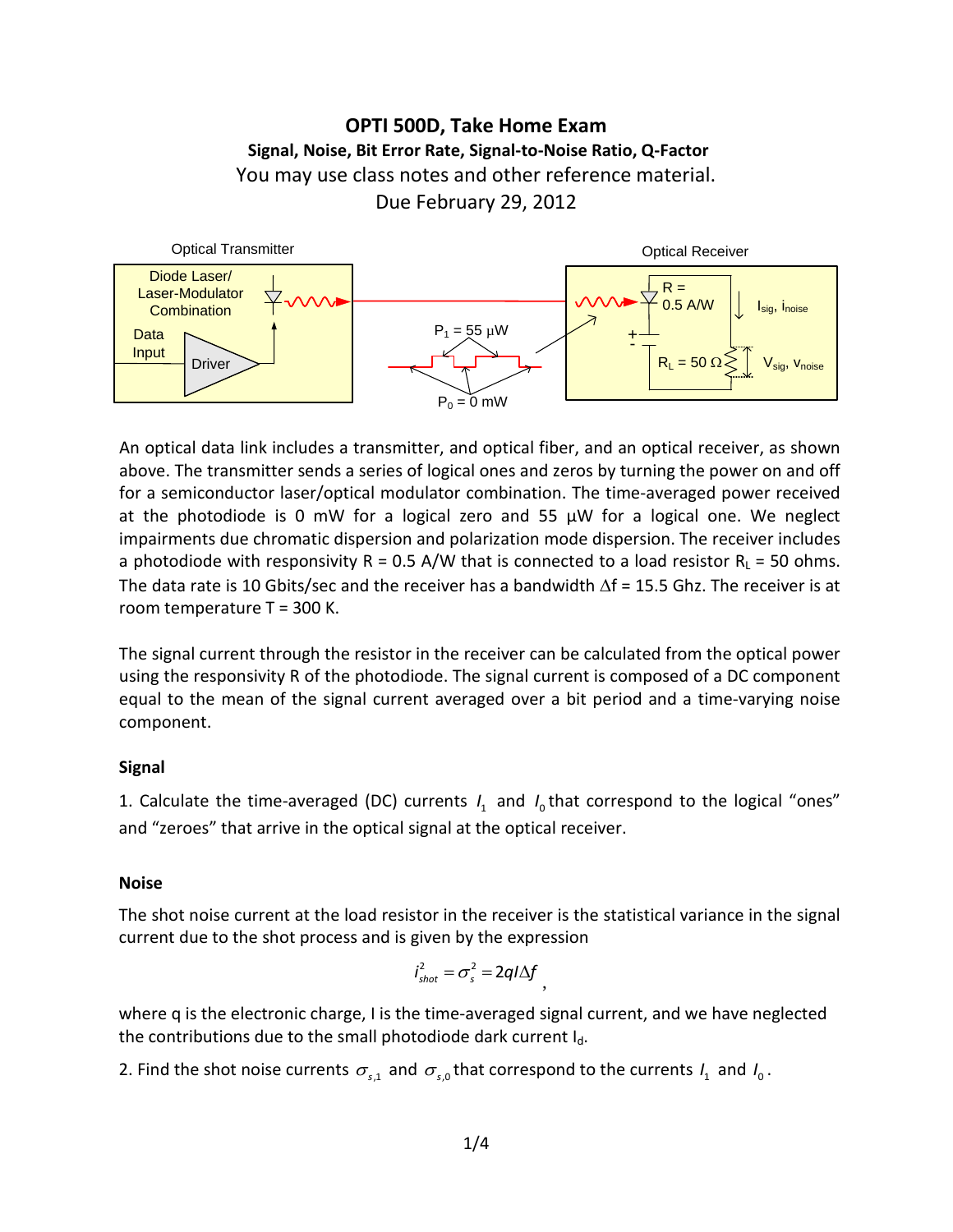# OPTI 500D, Take Home Exam

**Signal, Noise, Bit Error Rate, Signal-to-Noise Ratio, Q-Factor**

You may use class notes and other reference material.

Due February 29, 2012

Optical Transmitter

Diode Laser/ Laser-Modulator Combination

Data Input

Driver

$P_1$ = 55 μW

$P_0$ = 0 mW

Optical Receiver

R = 0.5 A/W

$I_{sig}$, $i_{noise}$

$R_L$ = 50 Ω

$V_{sig}$, $v_{noise}$

An optical data link includes a transmitter, and optical fiber, and an optical receiver, as shown above. The transmitter sends a series of logical ones and zeros by turning the power on and off for a semiconductor laser/optical modulator combination. The time-averaged power received at the photodiode is 0 mW for a logical zero and 55 μW for a logical one. We neglect impairments due chromatic dispersion and polarization mode dispersion. The receiver includes a photodiode with responsivity R = 0.5 A/W that is connected to a load resistor $R_L$ = 50 ohms. The data rate is 10 Gbits/sec and the receiver has a bandwidth Δf = 15.5 Ghz. The receiver is at room temperature T = 300 K.

The signal current through the resistor in the receiver can be calculated from the optical power using the responsivity R of the photodiode. The signal current is composed of a DC component equal to the mean of the signal current averaged over a bit period and a time-varying noise component.

### Signal

1. Calculate the time-averaged (DC) currents $I_1$ and $I_0$ that correspond to the logical "ones" and "zeroes" that arrive in the optical signal at the optical receiver.

### Noise

The shot noise current at the load resistor in the receiver is the statistical variance in the signal current due to the shot process and is given by the expression

$$i_{shot}^2 = \sigma_s^2 = 2qI\Delta f ,$$

where q is the electronic charge, I is the time-averaged signal current, and we have neglected the contributions due to the small photodiode dark current $I_d$.

2. Find the shot noise currents $\sigma_{s,1}$ and $\sigma_{s,0}$ that correspond to the currents $I_1$ and $I_0$.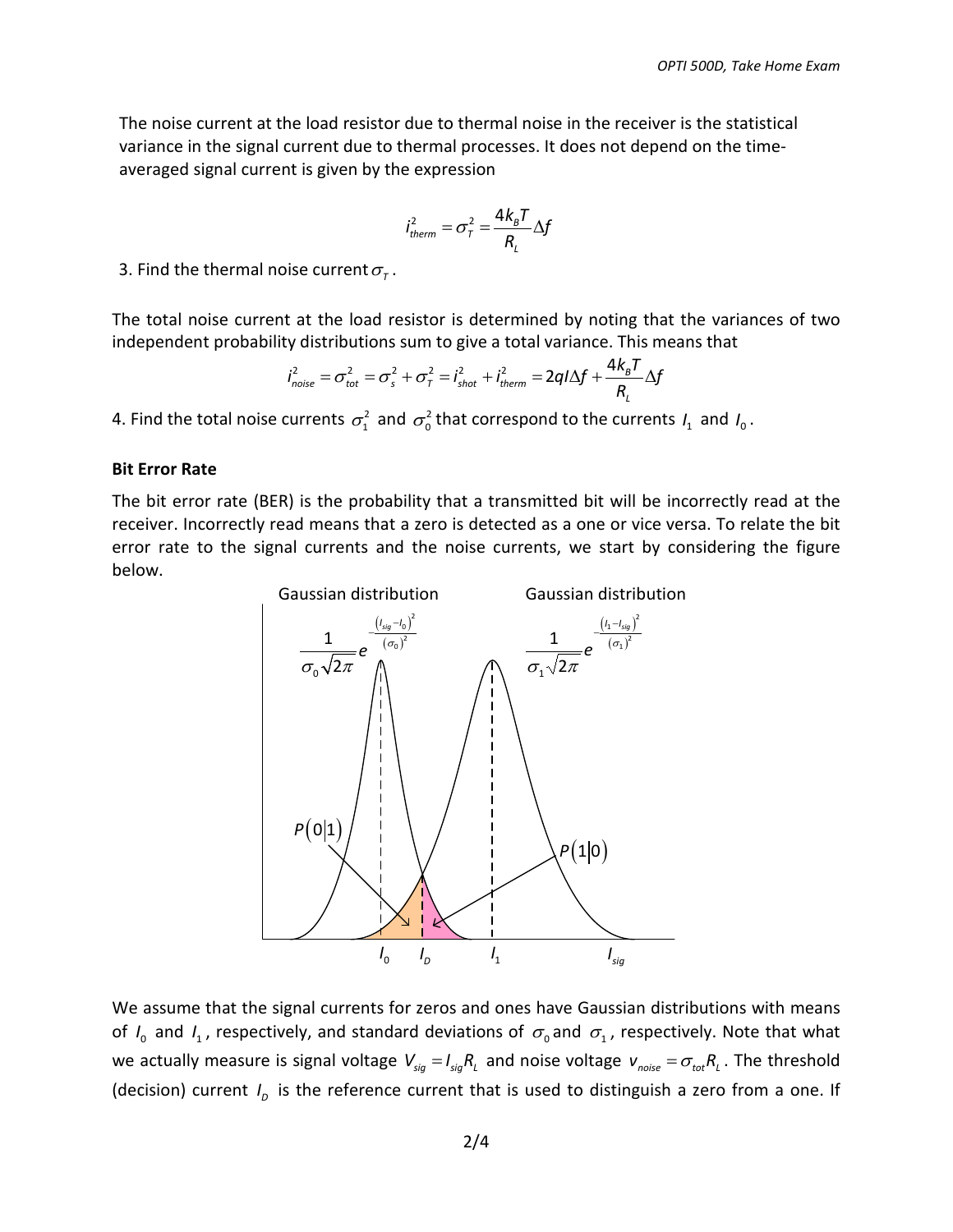The noise current at the load resistor due to thermal noise in the receiver is the statistical variance in the signal current due to thermal processes. It does not depend on the time-averaged signal current is given by the expression

$$i_{therm}^2 = \sigma_T^2 = \frac{4k_B T}{R_L}\Delta f$$

3. Find the thermal noise current $\sigma_T$.

The total noise current at the load resistor is determined by noting that the variances of two independent probability distributions sum to give a total variance. This means that

$$i_{noise}^2 = \sigma_{tot}^2 = \sigma_s^2 + \sigma_T^2 = i_{shot}^2 + i_{therm}^2 = 2qI\Delta f + \frac{4k_B T}{R_L}\Delta f$$

4. Find the total noise currents $\sigma_1^2$ and $\sigma_0^2$ that correspond to the currents $I_1$ and $I_0$.

**Bit Error Rate**

The bit error rate (BER) is the probability that a transmitted bit will be incorrectly read at the receiver. Incorrectly read means that a zero is detected as a one or vice versa. To relate the bit error rate to the signal currents and the noise currents, we start by considering the figure below.

Gaussian distribution $\frac{1}{\sigma_0\sqrt{2\pi}} e^{-\frac{(I_{sig}-I_0)^2}{(\sigma_0)^2}}$ &emsp; Gaussian distribution $\frac{1}{\sigma_1\sqrt{2\pi}} e^{-\frac{(I_1-I_{sig})^2}{(\sigma_1)^2}}$

$P(0|1)$ &emsp; $P(1|0)$

$I_0$ &emsp; $I_D$ &emsp; $I_1$ &emsp; $I_{sig}$

We assume that the signal currents for zeros and ones have Gaussian distributions with means of $I_0$ and $I_1$, respectively, and standard deviations of $\sigma_0$ and $\sigma_1$, respectively. Note that what we actually measure is signal voltage $V_{sig} = I_{sig}R_L$ and noise voltage $v_{noise} = \sigma_{tot}R_L$. The threshold (decision) current $I_D$ is the reference current that is used to distinguish a zero from a one. If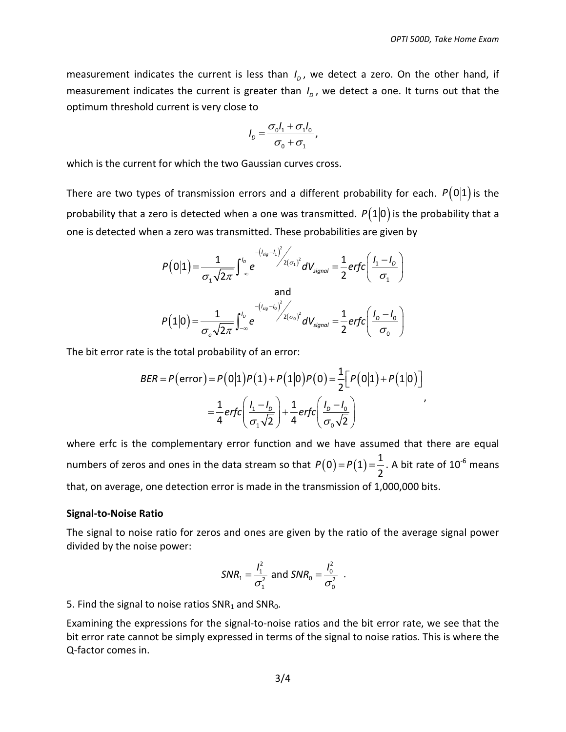measurement indicates the current is less than $I_D$, we detect a zero. On the other hand, if measurement indicates the current is greater than $I_D$, we detect a one. It turns out that the optimum threshold current is very close to

$$I_D = \frac{\sigma_0 I_1 + \sigma_1 I_0}{\sigma_0 + \sigma_1},$$

which is the current for which the two Gaussian curves cross.

There are two types of transmission errors and a different probability for each. $P(0|1)$ is the probability that a zero is detected when a one was transmitted. $P(1|0)$ is the probability that a one is detected when a zero was transmitted. These probabilities are given by

$$P(0|1) = \frac{1}{\sigma_1\sqrt{2\pi}} \int_{-\infty}^{I_D} e^{-(I_{sig}-I_1)^2 / 2(\sigma_1)^2} dV_{signal} = \frac{1}{2} erfc\left(\frac{I_1 - I_D}{\sigma_1}\right)$$

and

$$P(1|0) = \frac{1}{\sigma_o\sqrt{2\pi}} \int_{-\infty}^{I_D} e^{-(I_{sig}-I_0)^2 / 2(\sigma_0)^2} dV_{signal} = \frac{1}{2} erfc\left(\frac{I_D - I_0}{\sigma_0}\right)$$

The bit error rate is the total probability of an error:

$$\begin{aligned} BER = P(\text{error}) &= P(0|1)P(1) + P(1|0)P(0) = \frac{1}{2}\left[P(0|1) + P(1|0)\right] \\ &= \frac{1}{4} erfc\left(\frac{I_1 - I_D}{\sigma_1\sqrt{2}}\right) + \frac{1}{4} erfc\left(\frac{I_D - I_0}{\sigma_0\sqrt{2}}\right) \end{aligned},$$

where erfc is the complementary error function and we have assumed that there are equal numbers of zeros and ones in the data stream so that $P(0) = P(1) = \frac{1}{2}$. A bit rate of $10^{-6}$ means that, on average, one detection error is made in the transmission of 1,000,000 bits.

**Signal-to-Noise Ratio**

The signal to noise ratio for zeros and ones are given by the ratio of the average signal power divided by the noise power:

$$SNR_1 = \frac{I_1^2}{\sigma_1^2} \text{ and } SNR_0 = \frac{I_0^2}{\sigma_0^2} \ .$$

5. Find the signal to noise ratios $SNR_1$ and $SNR_0$.

Examining the expressions for the signal-to-noise ratios and the bit error rate, we see that the bit error rate cannot be simply expressed in terms of the signal to noise ratios. This is where the Q-factor comes in.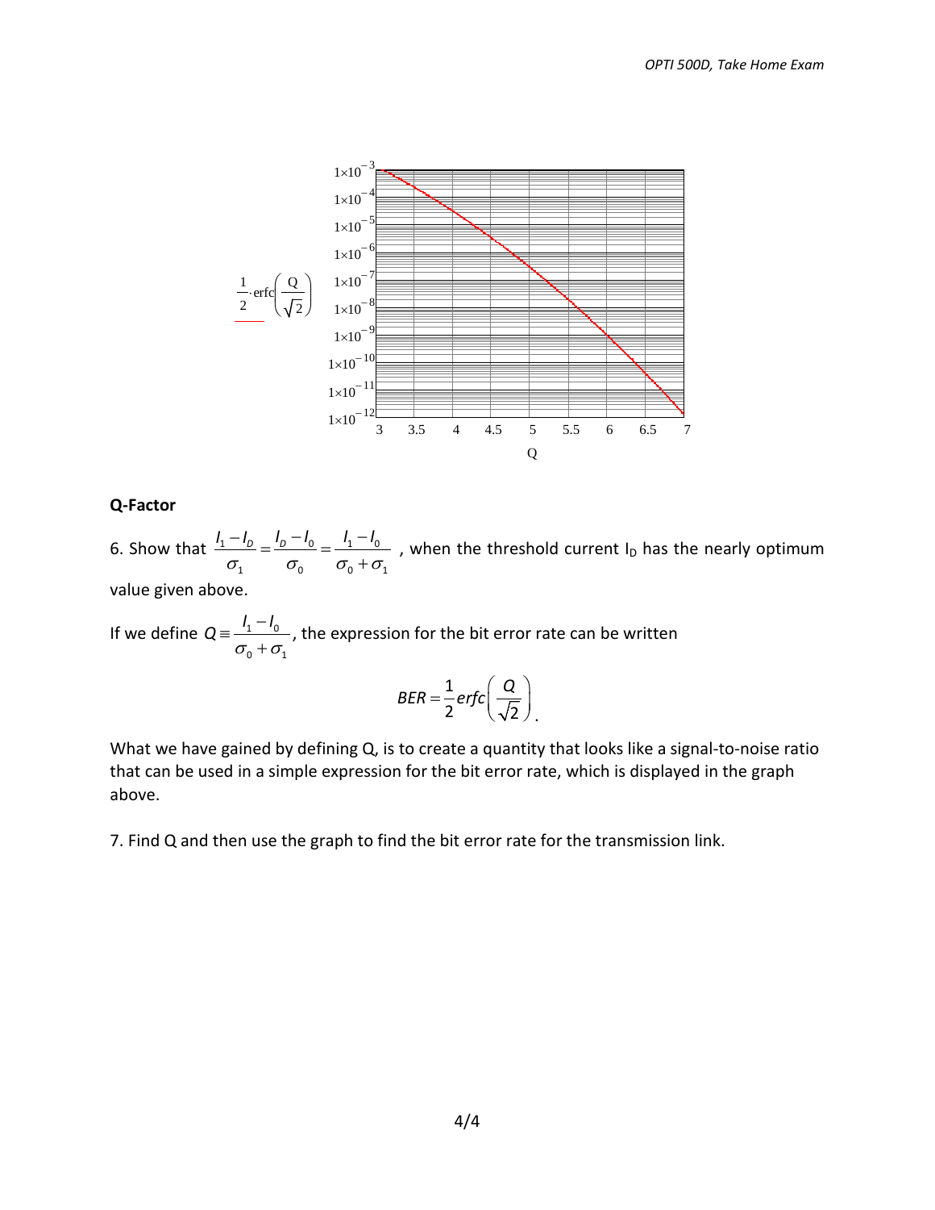$\frac{1}{2} \cdot \text{erfc}\left(\frac{Q}{\sqrt{2}}\right)$

1×10^−3
1×10^−4
1×10^−5
1×10^−6
1×10^−7
1×10^−8
1×10^−9
1×10^−10
1×10^−11
1×10^−12

3 3.5 4 4.5 5 5.5 6 6.5 7

Q

### Q-Factor

6. Show that $\frac{I_1 - I_D}{\sigma_1} = \frac{I_D - I_0}{\sigma_0} = \frac{I_1 - I_0}{\sigma_0 + \sigma_1}$ , when the threshold current $I_D$ has the nearly optimum value given above.

If we define $Q \equiv \frac{I_1 - I_0}{\sigma_0 + \sigma_1}$, the expression for the bit error rate can be written

$$BER = \frac{1}{2} erfc\left(\frac{Q}{\sqrt{2}}\right).$$

What we have gained by defining Q, is to create a quantity that looks like a signal-to-noise ratio that can be used in a simple expression for the bit error rate, which is displayed in the graph above.

7. Find Q and then use the graph to find the bit error rate for the transmission link.